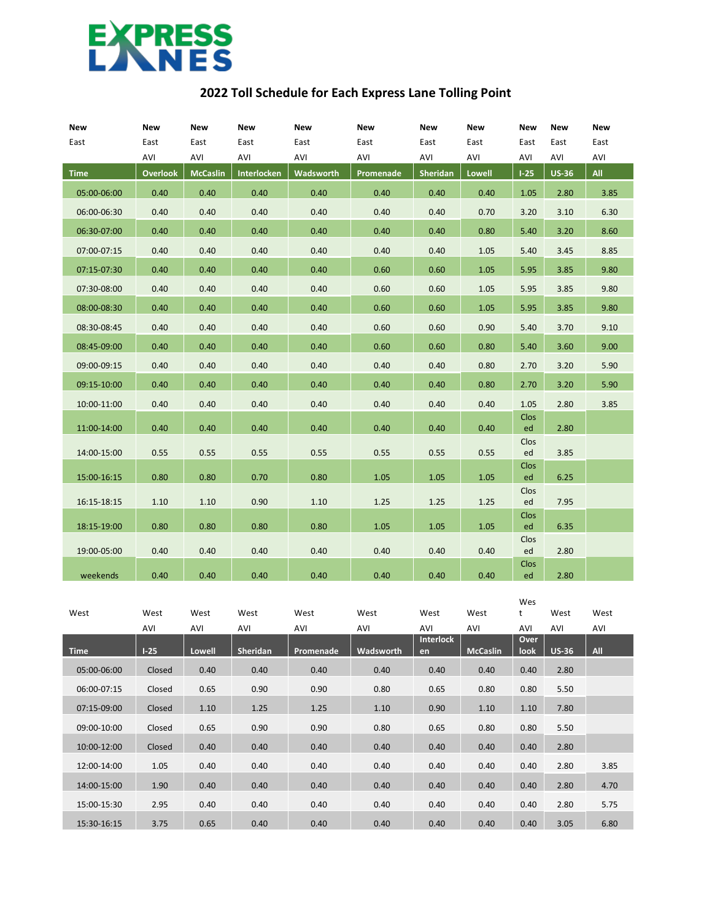EXPRESS LANES

# 2022 Toll Schedule for Each Express Lane Tolling Point

| New East | New East AVI | New East AVI | New East AVI | New East AVI | New East AVI | New East AVI | New East AVI | New East AVI | New East AVI | New East AVI |
|---|---|---|---|---|---|---|---|---|---|---|
| **Time** | **Overlook** | **McCaslin** | **Interlocken** | **Wadsworth** | **Promenade** | **Sheridan** | **Lowell** | **I-25** | **US-36** | **All** |
| 05:00-06:00 | 0.40 | 0.40 | 0.40 | 0.40 | 0.40 | 0.40 | 0.40 | 1.05 | 2.80 | 3.85 |
| 06:00-06:30 | 0.40 | 0.40 | 0.40 | 0.40 | 0.40 | 0.40 | 0.70 | 3.20 | 3.10 | 6.30 |
| 06:30-07:00 | 0.40 | 0.40 | 0.40 | 0.40 | 0.40 | 0.40 | 0.80 | 5.40 | 3.20 | 8.60 |
| 07:00-07:15 | 0.40 | 0.40 | 0.40 | 0.40 | 0.40 | 0.40 | 1.05 | 5.40 | 3.45 | 8.85 |
| 07:15-07:30 | 0.40 | 0.40 | 0.40 | 0.40 | 0.60 | 0.60 | 1.05 | 5.95 | 3.85 | 9.80 |
| 07:30-08:00 | 0.40 | 0.40 | 0.40 | 0.40 | 0.60 | 0.60 | 1.05 | 5.95 | 3.85 | 9.80 |
| 08:00-08:30 | 0.40 | 0.40 | 0.40 | 0.40 | 0.60 | 0.60 | 1.05 | 5.95 | 3.85 | 9.80 |
| 08:30-08:45 | 0.40 | 0.40 | 0.40 | 0.40 | 0.60 | 0.60 | 0.90 | 5.40 | 3.70 | 9.10 |
| 08:45-09:00 | 0.40 | 0.40 | 0.40 | 0.40 | 0.60 | 0.60 | 0.80 | 5.40 | 3.60 | 9.00 |
| 09:00-09:15 | 0.40 | 0.40 | 0.40 | 0.40 | 0.40 | 0.40 | 0.80 | 2.70 | 3.20 | 5.90 |
| 09:15-10:00 | 0.40 | 0.40 | 0.40 | 0.40 | 0.40 | 0.40 | 0.80 | 2.70 | 3.20 | 5.90 |
| 10:00-11:00 | 0.40 | 0.40 | 0.40 | 0.40 | 0.40 | 0.40 | 0.40 | 1.05 | 2.80 | 3.85 |
| 11:00-14:00 | 0.40 | 0.40 | 0.40 | 0.40 | 0.40 | 0.40 | 0.40 | Closed | 2.80 | |
| 14:00-15:00 | 0.55 | 0.55 | 0.55 | 0.55 | 0.55 | 0.55 | 0.55 | Closed | 3.85 | |
| 15:00-16:15 | 0.80 | 0.80 | 0.70 | 0.80 | 1.05 | 1.05 | 1.05 | Closed | 6.25 | |
| 16:15-18:15 | 1.10 | 1.10 | 0.90 | 1.10 | 1.25 | 1.25 | 1.25 | Closed | 7.95 | |
| 18:15-19:00 | 0.80 | 0.80 | 0.80 | 0.80 | 1.05 | 1.05 | 1.05 | Closed | 6.35 | |
| 19:00-05:00 | 0.40 | 0.40 | 0.40 | 0.40 | 0.40 | 0.40 | 0.40 | Closed | 2.80 | |
| weekends | 0.40 | 0.40 | 0.40 | 0.40 | 0.40 | 0.40 | 0.40 | Closed | 2.80 | |

| West | West AVI | West AVI | West AVI | West AVI | West AVI | West AVI | West AVI | West AVI | West AVI | West AVI |
|---|---|---|---|---|---|---|---|---|---|---|
| **Time** | **I-25** | **Lowell** | **Sheridan** | **Promenade** | **Wadsworth** | **Interlocken** | **McCaslin** | **Overlook** | **US-36** | **All** |
| 05:00-06:00 | Closed | 0.40 | 0.40 | 0.40 | 0.40 | 0.40 | 0.40 | 0.40 | 2.80 | |
| 06:00-07:15 | Closed | 0.65 | 0.90 | 0.90 | 0.80 | 0.65 | 0.80 | 0.80 | 5.50 | |
| 07:15-09:00 | Closed | 1.10 | 1.25 | 1.25 | 1.10 | 0.90 | 1.10 | 1.10 | 7.80 | |
| 09:00-10:00 | Closed | 0.65 | 0.90 | 0.90 | 0.80 | 0.65 | 0.80 | 0.80 | 5.50 | |
| 10:00-12:00 | Closed | 0.40 | 0.40 | 0.40 | 0.40 | 0.40 | 0.40 | 0.40 | 2.80 | |
| 12:00-14:00 | 1.05 | 0.40 | 0.40 | 0.40 | 0.40 | 0.40 | 0.40 | 0.40 | 2.80 | 3.85 |
| 14:00-15:00 | 1.90 | 0.40 | 0.40 | 0.40 | 0.40 | 0.40 | 0.40 | 0.40 | 2.80 | 4.70 |
| 15:00-15:30 | 2.95 | 0.40 | 0.40 | 0.40 | 0.40 | 0.40 | 0.40 | 0.40 | 2.80 | 5.75 |
| 15:30-16:15 | 3.75 | 0.65 | 0.40 | 0.40 | 0.40 | 0.40 | 0.40 | 0.40 | 3.05 | 6.80 |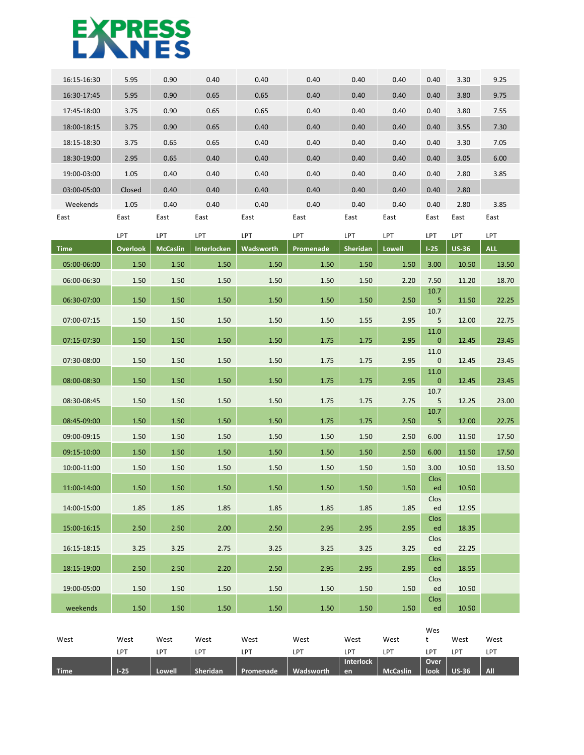# EXPRESS LANES

| | | | | | | | | | | |
|---|---|---|---|---|---|---|---|---|---|---|
| 16:15-16:30 | 5.95 | 0.90 | 0.40 | 0.40 | 0.40 | 0.40 | 0.40 | 0.40 | 3.30 | 9.25 |
| 16:30-17:45 | 5.95 | 0.90 | 0.65 | 0.65 | 0.40 | 0.40 | 0.40 | 0.40 | 3.80 | 9.75 |
| 17:45-18:00 | 3.75 | 0.90 | 0.65 | 0.65 | 0.40 | 0.40 | 0.40 | 0.40 | 3.80 | 7.55 |
| 18:00-18:15 | 3.75 | 0.90 | 0.65 | 0.40 | 0.40 | 0.40 | 0.40 | 0.40 | 3.55 | 7.30 |
| 18:15-18:30 | 3.75 | 0.65 | 0.65 | 0.40 | 0.40 | 0.40 | 0.40 | 0.40 | 3.30 | 7.05 |
| 18:30-19:00 | 2.95 | 0.65 | 0.40 | 0.40 | 0.40 | 0.40 | 0.40 | 0.40 | 3.05 | 6.00 |
| 19:00-03:00 | 1.05 | 0.40 | 0.40 | 0.40 | 0.40 | 0.40 | 0.40 | 0.40 | 2.80 | 3.85 |
| 03:00-05:00 | Closed | 0.40 | 0.40 | 0.40 | 0.40 | 0.40 | 0.40 | 0.40 | 2.80 | |
| Weekends | 1.05 | 0.40 | 0.40 | 0.40 | 0.40 | 0.40 | 0.40 | 0.40 | 2.80 | 3.85 |

| East | East | East | East | East | East | East | East | East | East | East |
|---|---|---|---|---|---|---|---|---|---|---|
| | LPT | LPT | LPT | LPT | LPT | LPT | LPT | LPT | LPT | LPT |
| **Time** | **Overlook** | **McCaslin** | **Interlocken** | **Wadsworth** | **Promenade** | **Sheridan** | **Lowell** | **I-25** | **US-36** | **ALL** |
| 05:00-06:00 | 1.50 | 1.50 | 1.50 | 1.50 | 1.50 | 1.50 | 1.50 | 3.00 | 10.50 | 13.50 |
| 06:00-06:30 | 1.50 | 1.50 | 1.50 | 1.50 | 1.50 | 1.50 | 2.20 | 7.50 | 11.20 | 18.70 |
| 06:30-07:00 | 1.50 | 1.50 | 1.50 | 1.50 | 1.50 | 1.50 | 2.50 | 10.75 | 11.50 | 22.25 |
| 07:00-07:15 | 1.50 | 1.50 | 1.50 | 1.50 | 1.50 | 1.55 | 2.95 | 10.75 | 12.00 | 22.75 |
| 07:15-07:30 | 1.50 | 1.50 | 1.50 | 1.50 | 1.75 | 1.75 | 2.95 | 11.00 | 12.45 | 23.45 |
| 07:30-08:00 | 1.50 | 1.50 | 1.50 | 1.50 | 1.75 | 1.75 | 2.95 | 11.00 | 12.45 | 23.45 |
| 08:00-08:30 | 1.50 | 1.50 | 1.50 | 1.50 | 1.75 | 1.75 | 2.95 | 11.00 | 12.45 | 23.45 |
| 08:30-08:45 | 1.50 | 1.50 | 1.50 | 1.50 | 1.75 | 1.75 | 2.75 | 10.75 | 12.25 | 23.00 |
| 08:45-09:00 | 1.50 | 1.50 | 1.50 | 1.50 | 1.75 | 1.75 | 2.50 | 10.75 | 12.00 | 22.75 |
| 09:00-09:15 | 1.50 | 1.50 | 1.50 | 1.50 | 1.50 | 1.50 | 2.50 | 6.00 | 11.50 | 17.50 |
| 09:15-10:00 | 1.50 | 1.50 | 1.50 | 1.50 | 1.50 | 1.50 | 2.50 | 6.00 | 11.50 | 17.50 |
| 10:00-11:00 | 1.50 | 1.50 | 1.50 | 1.50 | 1.50 | 1.50 | 1.50 | 3.00 | 10.50 | 13.50 |
| 11:00-14:00 | 1.50 | 1.50 | 1.50 | 1.50 | 1.50 | 1.50 | 1.50 | Closed | 10.50 | |
| 14:00-15:00 | 1.85 | 1.85 | 1.85 | 1.85 | 1.85 | 1.85 | 1.85 | Closed | 12.95 | |
| 15:00-16:15 | 2.50 | 2.50 | 2.00 | 2.50 | 2.95 | 2.95 | 2.95 | Closed | 18.35 | |
| 16:15-18:15 | 3.25 | 3.25 | 2.75 | 3.25 | 3.25 | 3.25 | 3.25 | Closed | 22.25 | |
| 18:15-19:00 | 2.50 | 2.50 | 2.20 | 2.50 | 2.95 | 2.95 | 2.95 | Closed | 18.55 | |
| 19:00-05:00 | 1.50 | 1.50 | 1.50 | 1.50 | 1.50 | 1.50 | 1.50 | Closed | 10.50 | |
| weekends | 1.50 | 1.50 | 1.50 | 1.50 | 1.50 | 1.50 | 1.50 | Closed | 10.50 | |

| West | West | West | West | West | West | West | West | West | West | West |
|---|---|---|---|---|---|---|---|---|---|---|
| | LPT | LPT | LPT | LPT | LPT | LPT | LPT | LPT | LPT | LPT |
| **Time** | **I-25** | **Lowell** | **Sheridan** | **Promenade** | **Wadsworth** | **Interlocken** | **McCaslin** | **Overlook** | **US-36** | **All** |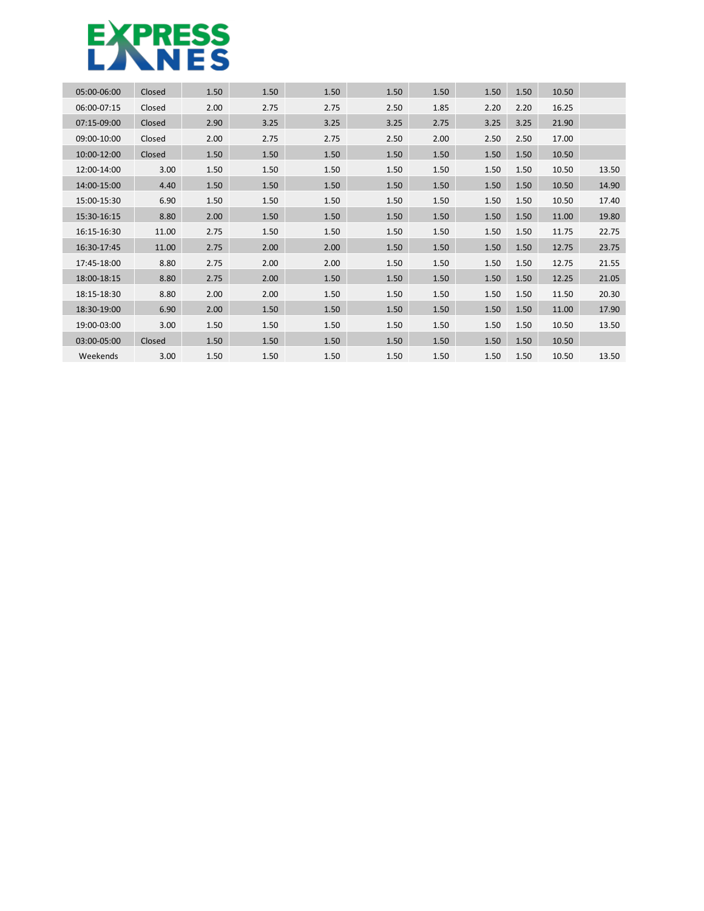EXPRESS LANES

| | | | | | | | | | | |
|---|---|---|---|---|---|---|---|---|---|---|
| 05:00-06:00 | Closed | 1.50 | 1.50 | 1.50 | 1.50 | 1.50 | 1.50 | 1.50 | 10.50 | |
| 06:00-07:15 | Closed | 2.00 | 2.75 | 2.75 | 2.50 | 1.85 | 2.20 | 2.20 | 16.25 | |
| 07:15-09:00 | Closed | 2.90 | 3.25 | 3.25 | 3.25 | 2.75 | 3.25 | 3.25 | 21.90 | |
| 09:00-10:00 | Closed | 2.00 | 2.75 | 2.75 | 2.50 | 2.00 | 2.50 | 2.50 | 17.00 | |
| 10:00-12:00 | Closed | 1.50 | 1.50 | 1.50 | 1.50 | 1.50 | 1.50 | 1.50 | 10.50 | |
| 12:00-14:00 | 3.00 | 1.50 | 1.50 | 1.50 | 1.50 | 1.50 | 1.50 | 1.50 | 10.50 | 13.50 |
| 14:00-15:00 | 4.40 | 1.50 | 1.50 | 1.50 | 1.50 | 1.50 | 1.50 | 1.50 | 10.50 | 14.90 |
| 15:00-15:30 | 6.90 | 1.50 | 1.50 | 1.50 | 1.50 | 1.50 | 1.50 | 1.50 | 10.50 | 17.40 |
| 15:30-16:15 | 8.80 | 2.00 | 1.50 | 1.50 | 1.50 | 1.50 | 1.50 | 1.50 | 11.00 | 19.80 |
| 16:15-16:30 | 11.00 | 2.75 | 1.50 | 1.50 | 1.50 | 1.50 | 1.50 | 1.50 | 11.75 | 22.75 |
| 16:30-17:45 | 11.00 | 2.75 | 2.00 | 2.00 | 1.50 | 1.50 | 1.50 | 1.50 | 12.75 | 23.75 |
| 17:45-18:00 | 8.80 | 2.75 | 2.00 | 2.00 | 1.50 | 1.50 | 1.50 | 1.50 | 12.75 | 21.55 |
| 18:00-18:15 | 8.80 | 2.75 | 2.00 | 1.50 | 1.50 | 1.50 | 1.50 | 1.50 | 12.25 | 21.05 |
| 18:15-18:30 | 8.80 | 2.00 | 2.00 | 1.50 | 1.50 | 1.50 | 1.50 | 1.50 | 11.50 | 20.30 |
| 18:30-19:00 | 6.90 | 2.00 | 1.50 | 1.50 | 1.50 | 1.50 | 1.50 | 1.50 | 11.00 | 17.90 |
| 19:00-03:00 | 3.00 | 1.50 | 1.50 | 1.50 | 1.50 | 1.50 | 1.50 | 1.50 | 10.50 | 13.50 |
| 03:00-05:00 | Closed | 1.50 | 1.50 | 1.50 | 1.50 | 1.50 | 1.50 | 1.50 | 10.50 | |
| Weekends | 3.00 | 1.50 | 1.50 | 1.50 | 1.50 | 1.50 | 1.50 | 1.50 | 10.50 | 13.50 |